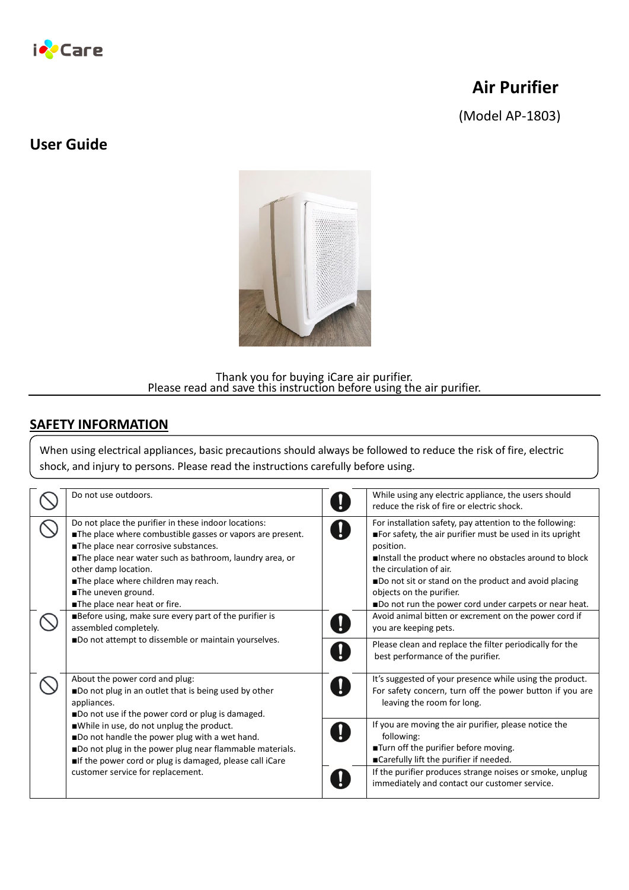iCare

# Air Purifier

(Model AP-1803)

## User Guide

Thank you for buying iCare air purifier.
Please read and save this instruction before using the air purifier.

## SAFETY INFORMATION

When using electrical appliances, basic precautions should always be followed to reduce the risk of fire, electric shock, and injury to persons. Please read the instructions carefully before using.

| | | | |
|---|---|---|---|
| ⃠ | Do not use outdoors. | ❗ | While using any electric appliance, the users should reduce the risk of fire or electric shock. |
| ⃠ | Do not place the purifier in these indoor locations:<br>■The place where combustible gasses or vapors are present.<br>■The place near corrosive substances.<br>■The place near water such as bathroom, laundry area, or other damp location.<br>■The place where children may reach.<br>■The uneven ground.<br>■The place near heat or fire. | ❗ | For installation safety, pay attention to the following:<br>■For safety, the air purifier must be used in its upright position.<br>■Install the product where no obstacles around to block the circulation of air.<br>■Do not sit or stand on the product and avoid placing objects on the purifier.<br>■Do not run the power cord under carpets or near heat. |
| ⃠ | ■Before using, make sure every part of the purifier is assembled completely.<br>■Do not attempt to dissemble or maintain yourselves. | ❗ | Avoid animal bitten or excrement on the power cord if you are keeping pets. |
| | | ❗ | Please clean and replace the filter periodically for the best performance of the purifier. |
| ⃠ | About the power cord and plug:<br>■Do not plug in an outlet that is being used by other appliances.<br>■Do not use if the power cord or plug is damaged.<br>■While in use, do not unplug the product.<br>■Do not handle the power plug with a wet hand.<br>■Do not plug in the power plug near flammable materials.<br>■If the power cord or plug is damaged, please call iCare customer service for replacement. | ❗ | It's suggested of your presence while using the product. For safety concern, turn off the power button if you are leaving the room for long. |
| | | ❗ | If you are moving the air purifier, please notice the following:<br>■Turn off the purifier before moving.<br>■Carefully lift the purifier if needed. |
| | | ❗ | If the purifier produces strange noises or smoke, unplug immediately and contact our customer service. |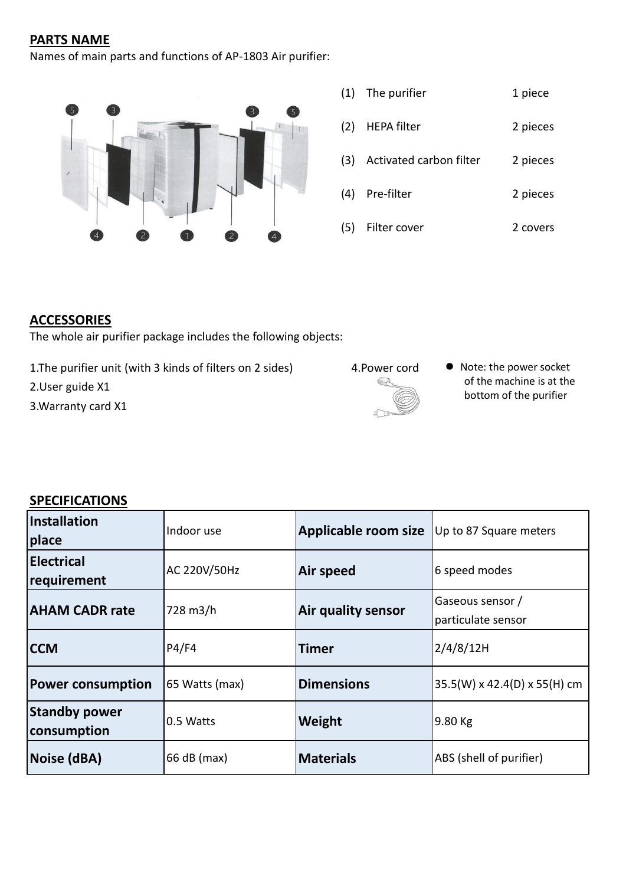## PARTS NAME

Names of main parts and functions of AP-1803 Air purifier:

5 3 3 5

4 2 1 2 4

| | | |
|---|---|---|
| (1) | The purifier | 1 piece |
| (2) | HEPA filter | 2 pieces |
| (3) | Activated carbon filter | 2 pieces |
| (4) | Pre-filter | 2 pieces |
| (5) | Filter cover | 2 covers |

## ACCESSORIES

The whole air purifier package includes the following objects:

1.The purifier unit (with 3 kinds of filters on 2 sides)

2.User guide X1

3.Warranty card X1

4.Power cord

- Note: the power socket of the machine is at the bottom of the purifier

## SPECIFICATIONS

| | | | |
|---|---|---|---|
| **Installation place** | Indoor use | **Applicable room size** | Up to 87 Square meters |
| **Electrical requirement** | AC 220V/50Hz | **Air speed** | 6 speed modes |
| **AHAM CADR rate** | 728 m3/h | **Air quality sensor** | Gaseous sensor / particulate sensor |
| **CCM** | P4/F4 | **Timer** | 2/4/8/12H |
| **Power consumption** | 65 Watts (max) | **Dimensions** | 35.5(W) x 42.4(D) x 55(H) cm |
| **Standby power consumption** | 0.5 Watts | **Weight** | 9.80 Kg |
| **Noise (dBA)** | 66 dB (max) | **Materials** | ABS (shell of purifier) |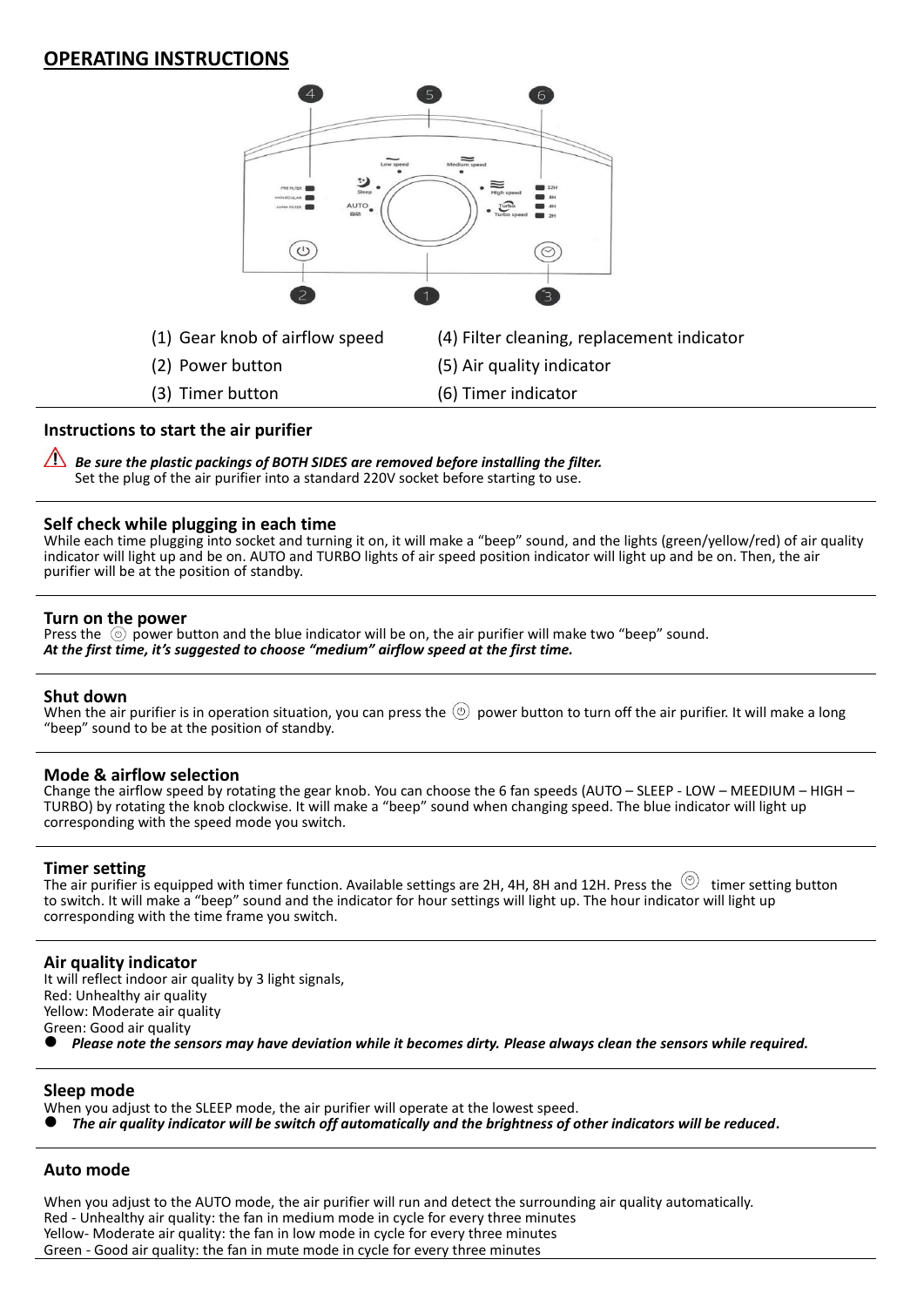## OPERATING INSTRUCTIONS

| | |
|---|---|
| (1) Gear knob of airflow speed | (4) Filter cleaning, replacement indicator |
| (2) Power button | (5) Air quality indicator |
| (3) Timer button | (6) Timer indicator |

### Instructions to start the air purifier

⚠ ***Be sure the plastic packings of BOTH SIDES are removed before installing the filter.***
Set the plug of the air purifier into a standard 220V socket before starting to use.

### Self check while plugging in each time

While each time plugging into socket and turning it on, it will make a "beep" sound, and the lights (green/yellow/red) of air quality indicator will light up and be on. AUTO and TURBO lights of air speed position indicator will light up and be on. Then, the air purifier will be at the position of standby.

### Turn on the power

Press the power button and the blue indicator will be on, the air purifier will make two "beep" sound.
***At the first time, it's suggested to choose "medium" airflow speed at the first time.***

### Shut down

When the air purifier is in operation situation, you can press the power button to turn off the air purifier. It will make a long "beep" sound to be at the position of standby.

### Mode & airflow selection

Change the airflow speed by rotating the gear knob. You can choose the 6 fan speeds (AUTO – SLEEP - LOW – MEEDIUM – HIGH – TURBO) by rotating the knob clockwise. It will make a "beep" sound when changing speed. The blue indicator will light up corresponding with the speed mode you switch.

### Timer setting

The air purifier is equipped with timer function. Available settings are 2H, 4H, 8H and 12H. Press the timer setting button to switch. It will make a "beep" sound and the indicator for hour settings will light up. The hour indicator will light up corresponding with the time frame you switch.

### Air quality indicator

It will reflect indoor air quality by 3 light signals,
Red: Unhealthy air quality
Yellow: Moderate air quality
Green: Good air quality

- ***Please note the sensors may have deviation while it becomes dirty. Please always clean the sensors while required.***

### Sleep mode

When you adjust to the SLEEP mode, the air purifier will operate at the lowest speed.

- ***The air quality indicator will be switch off automatically and the brightness of other indicators will be reduced.***

### Auto mode

When you adjust to the AUTO mode, the air purifier will run and detect the surrounding air quality automatically.
Red - Unhealthy air quality: the fan in medium mode in cycle for every three minutes
Yellow- Moderate air quality: the fan in low mode in cycle for every three minutes
Green - Good air quality: the fan in mute mode in cycle for every three minutes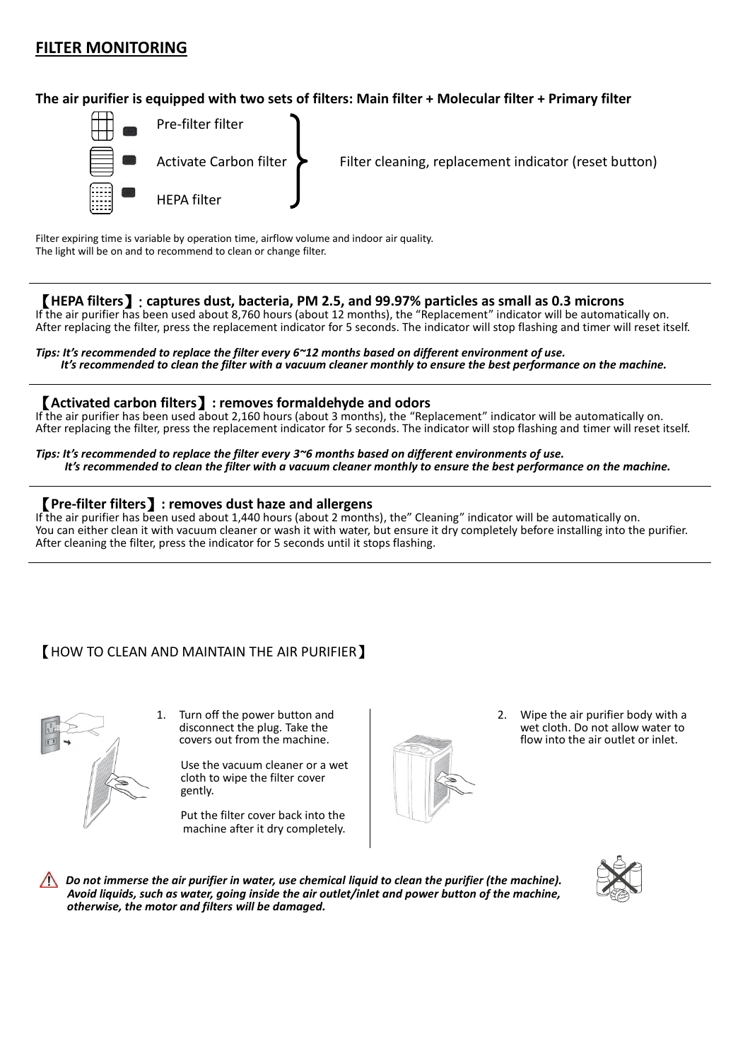## FILTER MONITORING

**The air purifier is equipped with two sets of filters: Main filter + Molecular filter + Primary filter**

Pre-filter filter

Activate Carbon filter

HEPA filter

Filter cleaning, replacement indicator (reset button)

Filter expiring time is variable by operation time, airflow volume and indoor air quality.
The light will be on and to recommend to clean or change filter.

---

### 【HEPA filters】：captures dust, bacteria, PM 2.5, and 99.97% particles as small as 0.3 microns

If the air purifier has been used about 8,760 hours (about 12 months), the "Replacement" indicator will be automatically on.
After replacing the filter, press the replacement indicator for 5 seconds. The indicator will stop flashing and timer will reset itself.

***Tips: It's recommended to replace the filter every 6~12 months based on different environment of use.***
***It's recommended to clean the filter with a vacuum cleaner monthly to ensure the best performance on the machine.***

---

### 【Activated carbon filters】: removes formaldehyde and odors

If the air purifier has been used about 2,160 hours (about 3 months), the "Replacement" indicator will be automatically on.
After replacing the filter, press the replacement indicator for 5 seconds. The indicator will stop flashing and timer will reset itself.

***Tips: It's recommended to replace the filter every 3~6 months based on different environments of use.***
***It's recommended to clean the filter with a vacuum cleaner monthly to ensure the best performance on the machine.***

---

### 【Pre-filter filters】: removes dust haze and allergens

If the air purifier has been used about 1,440 hours (about 2 months), the" Cleaning" indicator will be automatically on.
You can either clean it with vacuum cleaner or wash it with water, but ensure it dry completely before installing into the purifier.
After cleaning the filter, press the indicator for 5 seconds until it stops flashing.

---

## 【HOW TO CLEAN AND MAINTAIN THE AIR PURIFIER】

1. Turn off the power button and disconnect the plug. Take the covers out from the machine.

   Use the vacuum cleaner or a wet cloth to wipe the filter cover gently.

   Put the filter cover back into the machine after it dry completely.

2. Wipe the air purifier body with a wet cloth. Do not allow water to flow into the air outlet or inlet.

⚠ ***Do not immerse the air purifier in water, use chemical liquid to clean the purifier (the machine). Avoid liquids, such as water, going inside the air outlet/inlet and power button of the machine, otherwise, the motor and filters will be damaged.***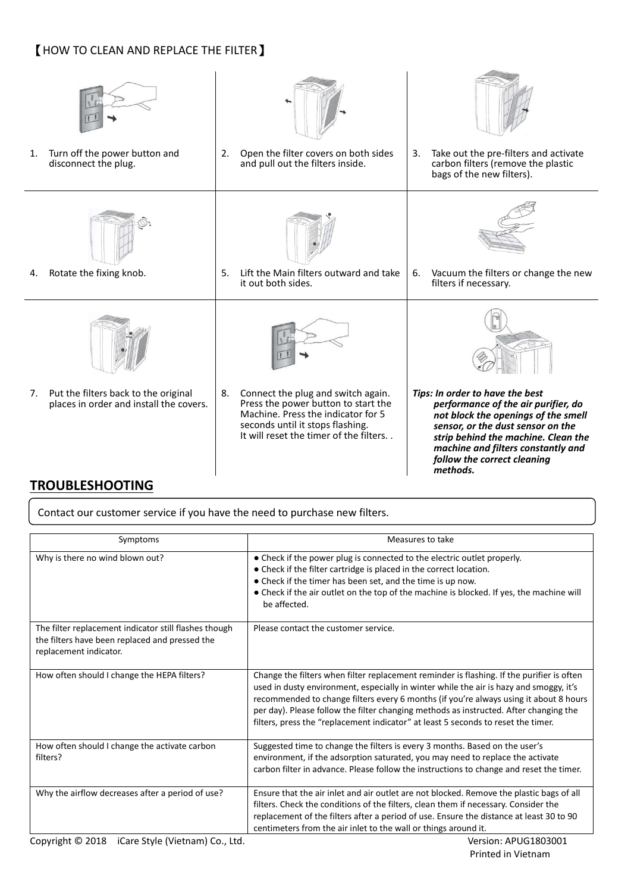## 【HOW TO CLEAN AND REPLACE THE FILTER】

1. Turn off the power button and disconnect the plug.
2. Open the filter covers on both sides and pull out the filters inside.
3. Take out the pre-filters and activate carbon filters (remove the plastic bags of the new filters).
4. Rotate the fixing knob.
5. Lift the Main filters outward and take it out both sides.
6. Vacuum the filters or change the new filters if necessary.
7. Put the filters back to the original places in order and install the covers.
8. Connect the plug and switch again. Press the power button to start the Machine. Press the indicator for 5 seconds until it stops flashing. It will reset the timer of the filters. .

***Tips: In order to have the best performance of the air purifier, do not block the openings of the smell sensor, or the dust sensor on the strip behind the machine. Clean the machine and filters constantly and follow the correct cleaning methods.***

## TROUBLESHOOTING

Contact our customer service if you have the need to purchase new filters.

| Symptoms | Measures to take |
|---|---|
| Why is there no wind blown out? | ● Check if the power plug is connected to the electric outlet properly.<br>● Check if the filter cartridge is placed in the correct location.<br>● Check if the timer has been set, and the time is up now.<br>● Check if the air outlet on the top of the machine is blocked. If yes, the machine will be affected. |
| The filter replacement indicator still flashes though the filters have been replaced and pressed the replacement indicator. | Please contact the customer service. |
| How often should I change the HEPA filters? | Change the filters when filter replacement reminder is flashing. If the purifier is often used in dusty environment, especially in winter while the air is hazy and smoggy, it's recommended to change filters every 6 months (if you're always using it about 8 hours per day). Please follow the filter changing methods as instructed. After changing the filters, press the "replacement indicator" at least 5 seconds to reset the timer. |
| How often should I change the activate carbon filters? | Suggested time to change the filters is every 3 months. Based on the user's environment, if the adsorption saturated, you may need to replace the activate carbon filter in advance. Please follow the instructions to change and reset the timer. |
| Why the airflow decreases after a period of use? | Ensure that the air inlet and air outlet are not blocked. Remove the plastic bags of all filters. Check the conditions of the filters, clean them if necessary. Consider the replacement of the filters after a period of use. Ensure the distance at least 30 to 90 centimeters from the air inlet to the wall or things around it. |

Copyright © 2018 iCare Style (Vietnam) Co., Ltd.

Version: APUG1803001
Printed in Vietnam